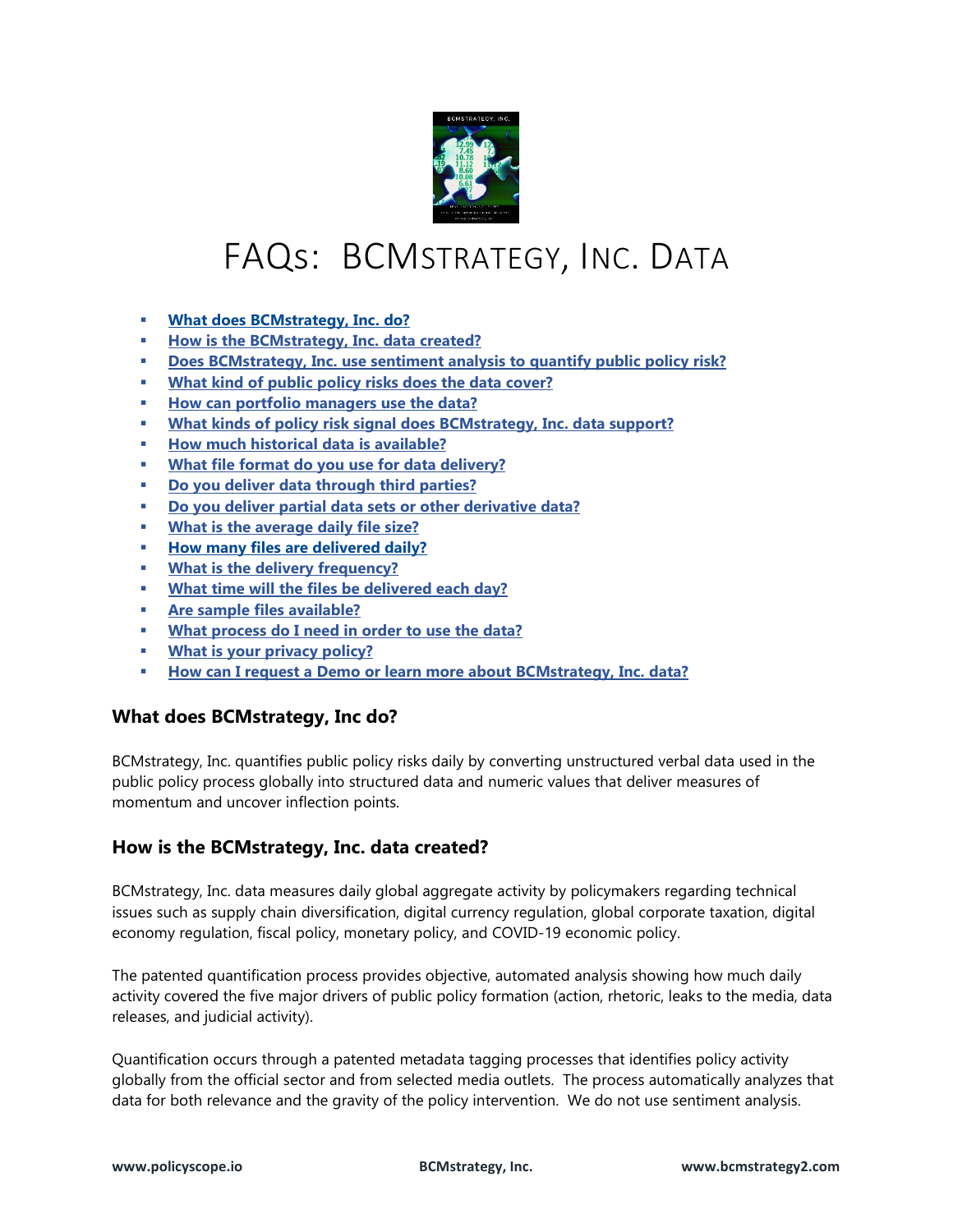# FAQs: BCMstrategy, Inc. Data

- **What does BCMstrategy, Inc. do?**
- **How is the BCMstrategy, Inc. data created?**
- **Does BCMstrategy, Inc. use sentiment analysis to quantify public policy risk?**
- **What kind of public policy risks does the data cover?**
- **How can portfolio managers use the data?**
- **What kinds of policy risk signal does BCMstrategy, Inc. data support?**
- **How much historical data is available?**
- **What file format do you use for data delivery?**
- **Do you deliver data through third parties?**
- **Do you deliver partial data sets or other derivative data?**
- **What is the average daily file size?**
- **How many files are delivered daily?**
- **What is the delivery frequency?**
- **What time will the files be delivered each day?**
- **Are sample files available?**
- **What process do I need in order to use the data?**
- **What is your privacy policy?**
- **How can I request a Demo or learn more about BCMstrategy, Inc. data?**

### What does BCMstrategy, Inc do?

BCMstrategy, Inc. quantifies public policy risks daily by converting unstructured verbal data used in the public policy process globally into structured data and numeric values that deliver measures of momentum and uncover inflection points.

### How is the BCMstrategy, Inc. data created?

BCMstrategy, Inc. data measures daily global aggregate activity by policymakers regarding technical issues such as supply chain diversification, digital currency regulation, global corporate taxation, digital economy regulation, fiscal policy, monetary policy, and COVID-19 economic policy.

The patented quantification process provides objective, automated analysis showing how much daily activity covered the five major drivers of public policy formation (action, rhetoric, leaks to the media, data releases, and judicial activity).

Quantification occurs through a patented metadata tagging processes that identifies policy activity globally from the official sector and from selected media outlets. The process automatically analyzes that data for both relevance and the gravity of the policy intervention. We do not use sentiment analysis.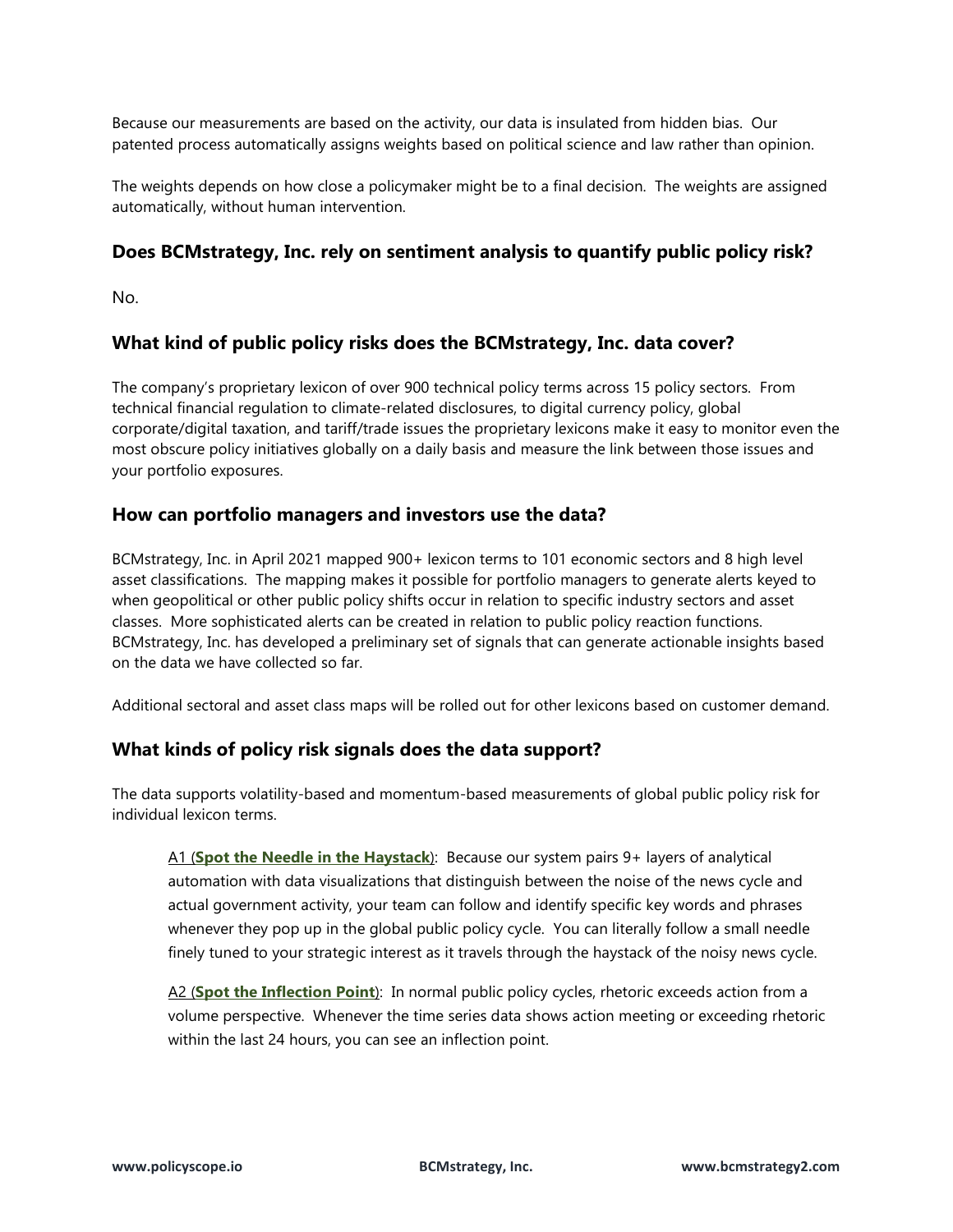Because our measurements are based on the activity, our data is insulated from hidden bias. Our patented process automatically assigns weights based on political science and law rather than opinion.

The weights depends on how close a policymaker might be to a final decision. The weights are assigned automatically, without human intervention.

## Does BCMstrategy, Inc. rely on sentiment analysis to quantify public policy risk?

No.

## What kind of public policy risks does the BCMstrategy, Inc. data cover?

The company's proprietary lexicon of over 900 technical policy terms across 15 policy sectors. From technical financial regulation to climate-related disclosures, to digital currency policy, global corporate/digital taxation, and tariff/trade issues the proprietary lexicons make it easy to monitor even the most obscure policy initiatives globally on a daily basis and measure the link between those issues and your portfolio exposures.

## How can portfolio managers and investors use the data?

BCMstrategy, Inc. in April 2021 mapped 900+ lexicon terms to 101 economic sectors and 8 high level asset classifications. The mapping makes it possible for portfolio managers to generate alerts keyed to when geopolitical or other public policy shifts occur in relation to specific industry sectors and asset classes. More sophisticated alerts can be created in relation to public policy reaction functions. BCMstrategy, Inc. has developed a preliminary set of signals that can generate actionable insights based on the data we have collected so far.

Additional sectoral and asset class maps will be rolled out for other lexicons based on customer demand.

## What kinds of policy risk signals does the data support?

The data supports volatility-based and momentum-based measurements of global public policy risk for individual lexicon terms.

> A1 (**Spot the Needle in the Haystack**): Because our system pairs 9+ layers of analytical automation with data visualizations that distinguish between the noise of the news cycle and actual government activity, your team can follow and identify specific key words and phrases whenever they pop up in the global public policy cycle. You can literally follow a small needle finely tuned to your strategic interest as it travels through the haystack of the noisy news cycle.
>
> A2 (**Spot the Inflection Point**): In normal public policy cycles, rhetoric exceeds action from a volume perspective. Whenever the time series data shows action meeting or exceeding rhetoric within the last 24 hours, you can see an inflection point.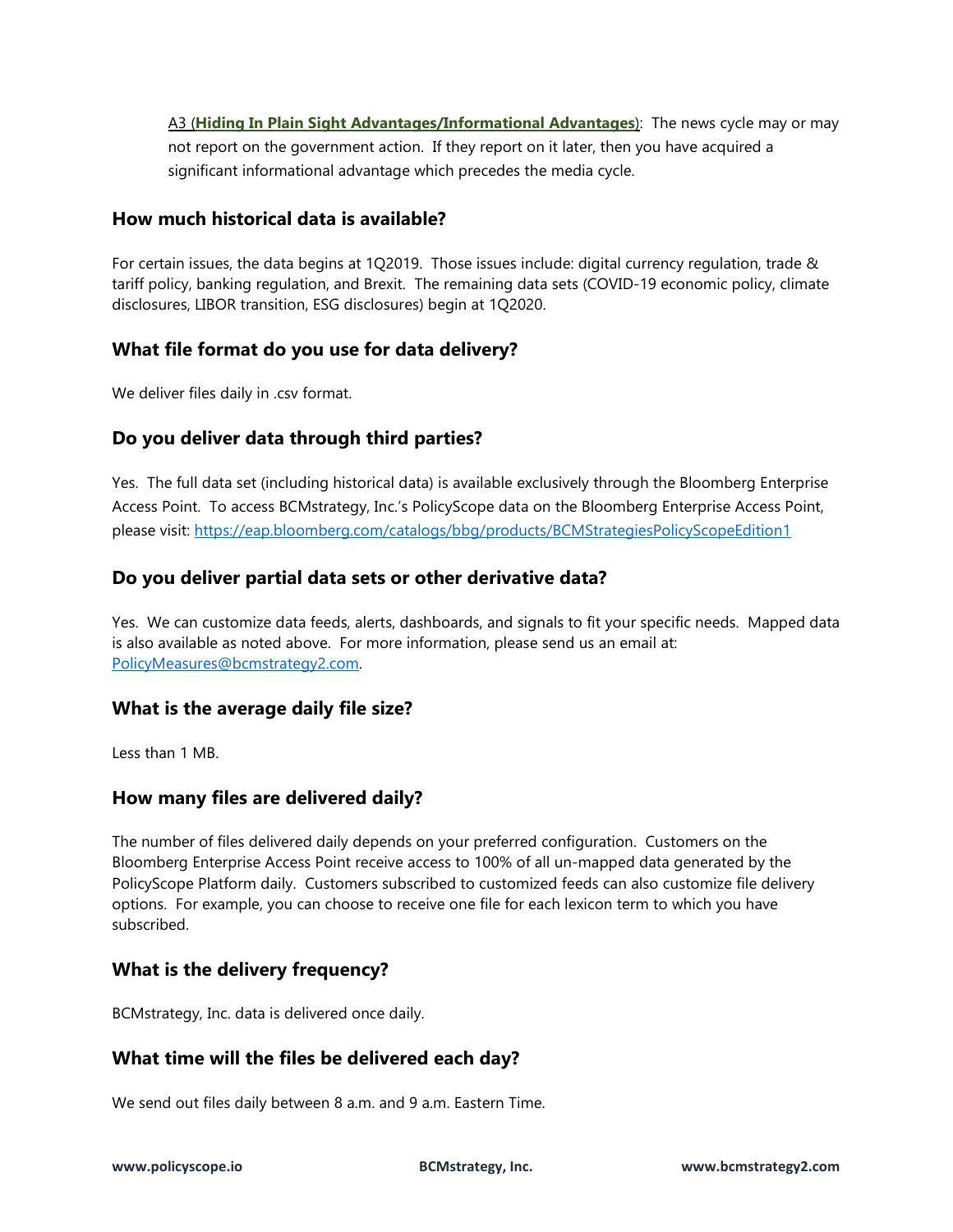A3 (**Hiding In Plain Sight Advantages/Informational Advantages**): The news cycle may or may not report on the government action. If they report on it later, then you have acquired a significant informational advantage which precedes the media cycle.

### How much historical data is available?

For certain issues, the data begins at 1Q2019. Those issues include: digital currency regulation, trade & tariff policy, banking regulation, and Brexit. The remaining data sets (COVID-19 economic policy, climate disclosures, LIBOR transition, ESG disclosures) begin at 1Q2020.

### What file format do you use for data delivery?

We deliver files daily in .csv format.

### Do you deliver data through third parties?

Yes. The full data set (including historical data) is available exclusively through the Bloomberg Enterprise Access Point. To access BCMstrategy, Inc.'s PolicyScope data on the Bloomberg Enterprise Access Point, please visit: https://eap.bloomberg.com/catalogs/bbg/products/BCMStrategiesPolicyScopeEdition1

### Do you deliver partial data sets or other derivative data?

Yes. We can customize data feeds, alerts, dashboards, and signals to fit your specific needs. Mapped data is also available as noted above. For more information, please send us an email at: PolicyMeasures@bcmstrategy2.com.

### What is the average daily file size?

Less than 1 MB.

### How many files are delivered daily?

The number of files delivered daily depends on your preferred configuration. Customers on the Bloomberg Enterprise Access Point receive access to 100% of all un-mapped data generated by the PolicyScope Platform daily. Customers subscribed to customized feeds can also customize file delivery options. For example, you can choose to receive one file for each lexicon term to which you have subscribed.

### What is the delivery frequency?

BCMstrategy, Inc. data is delivered once daily.

### What time will the files be delivered each day?

We send out files daily between 8 a.m. and 9 a.m. Eastern Time.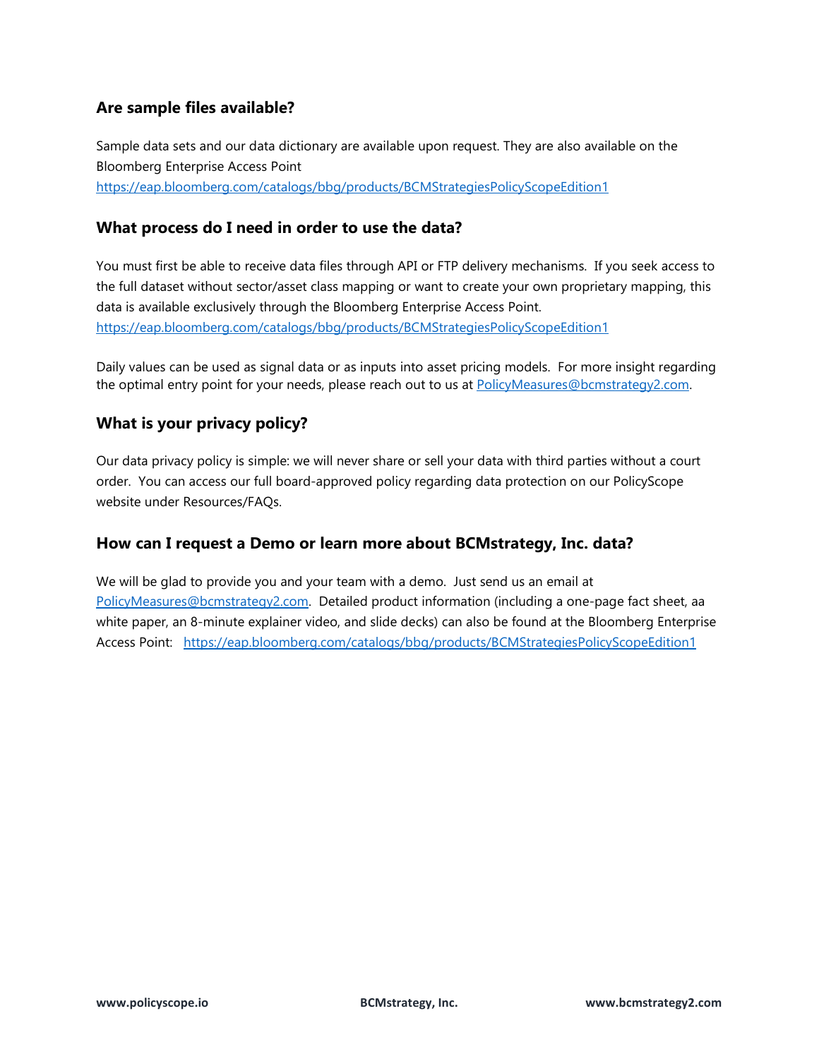## Are sample files available?

Sample data sets and our data dictionary are available upon request. They are also available on the Bloomberg Enterprise Access Point
https://eap.bloomberg.com/catalogs/bbg/products/BCMStrategiesPolicyScopeEdition1

## What process do I need in order to use the data?

You must first be able to receive data files through API or FTP delivery mechanisms. If you seek access to the full dataset without sector/asset class mapping or want to create your own proprietary mapping, this data is available exclusively through the Bloomberg Enterprise Access Point.
https://eap.bloomberg.com/catalogs/bbg/products/BCMStrategiesPolicyScopeEdition1

Daily values can be used as signal data or as inputs into asset pricing models. For more insight regarding the optimal entry point for your needs, please reach out to us at PolicyMeasures@bcmstrategy2.com.

## What is your privacy policy?

Our data privacy policy is simple: we will never share or sell your data with third parties without a court order. You can access our full board-approved policy regarding data protection on our PolicyScope website under Resources/FAQs.

## How can I request a Demo or learn more about BCMstrategy, Inc. data?

We will be glad to provide you and your team with a demo. Just send us an email at PolicyMeasures@bcmstrategy2.com. Detailed product information (including a one-page fact sheet, aa white paper, an 8-minute explainer video, and slide decks) can also be found at the Bloomberg Enterprise Access Point: https://eap.bloomberg.com/catalogs/bbg/products/BCMStrategiesPolicyScopeEdition1